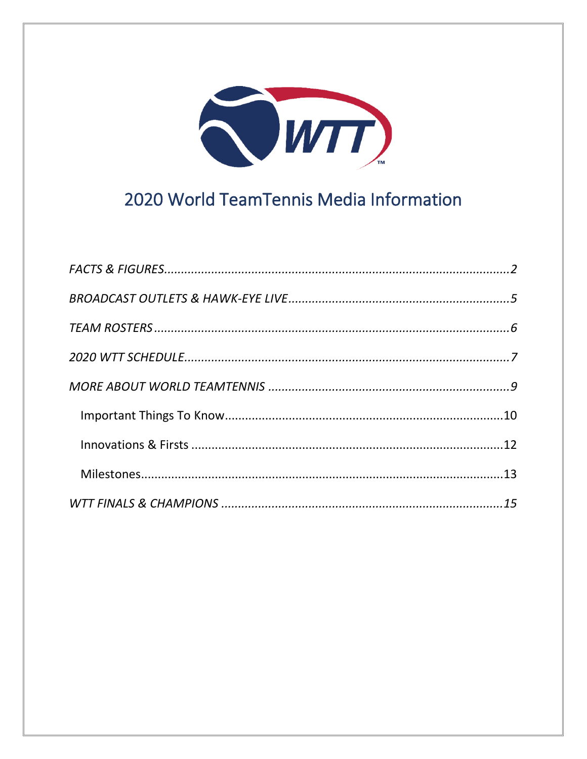# 2020 World TeamTennis Media Information

*FACTS & FIGURES*.....2

*BROADCAST OUTLETS & HAWK-EYE LIVE*.....5

*TEAM ROSTERS*.....6

*2020 WTT SCHEDULE*.....7

*MORE ABOUT WORLD TEAMTENNIS*.....9

- Important Things To Know.....10
- Innovations & Firsts.....12
- Milestones.....13

*WTT FINALS & CHAMPIONS*.....15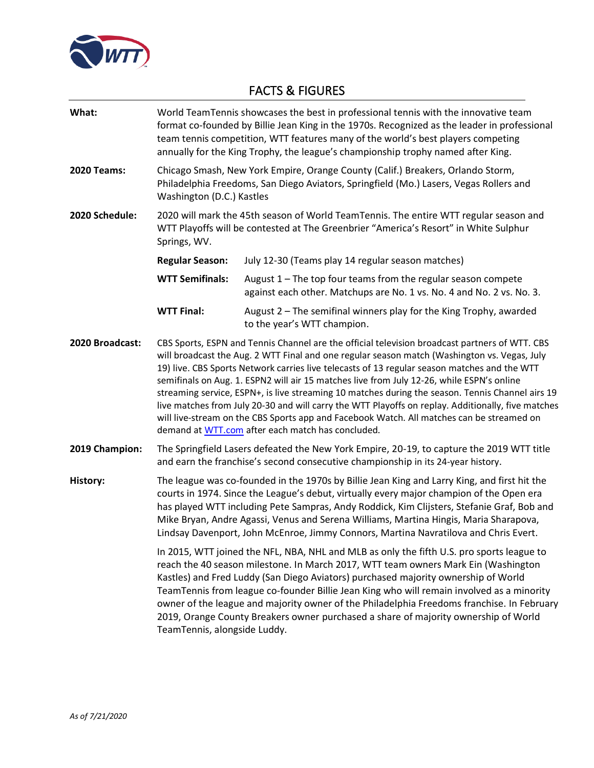# FACTS & FIGURES

**What:** World TeamTennis showcases the best in professional tennis with the innovative team format co-founded by Billie Jean King in the 1970s. Recognized as the leader in professional team tennis competition, WTT features many of the world's best players competing annually for the King Trophy, the league's championship trophy named after King.

**2020 Teams:** Chicago Smash, New York Empire, Orange County (Calif.) Breakers, Orlando Storm, Philadelphia Freedoms, San Diego Aviators, Springfield (Mo.) Lasers, Vegas Rollers and Washington (D.C.) Kastles

**2020 Schedule:** 2020 will mark the 45th season of World TeamTennis. The entire WTT regular season and WTT Playoffs will be contested at The Greenbrier "America's Resort" in White Sulphur Springs, WV.

- **Regular Season:** July 12-30 (Teams play 14 regular season matches)
- **WTT Semifinals:** August 1 – The top four teams from the regular season compete against each other. Matchups are No. 1 vs. No. 4 and No. 2 vs. No. 3.
- **WTT Final:** August 2 – The semifinal winners play for the King Trophy, awarded to the year's WTT champion.

**2020 Broadcast:** CBS Sports, ESPN and Tennis Channel are the official television broadcast partners of WTT. CBS will broadcast the Aug. 2 WTT Final and one regular season match (Washington vs. Vegas, July 19) live. CBS Sports Network carries live telecasts of 13 regular season matches and the WTT semifinals on Aug. 1. ESPN2 will air 15 matches live from July 12-26, while ESPN's online streaming service, ESPN+, is live streaming 10 matches during the season. Tennis Channel airs 19 live matches from July 20-30 and will carry the WTT Playoffs on replay. Additionally, five matches will live-stream on the CBS Sports app and Facebook Watch. All matches can be streamed on demand at WTT.com after each match has concluded.

**2019 Champion:** The Springfield Lasers defeated the New York Empire, 20-19, to capture the 2019 WTT title and earn the franchise's second consecutive championship in its 24-year history.

**History:** The league was co-founded in the 1970s by Billie Jean King and Larry King, and first hit the courts in 1974. Since the League's debut, virtually every major champion of the Open era has played WTT including Pete Sampras, Andy Roddick, Kim Clijsters, Stefanie Graf, Bob and Mike Bryan, Andre Agassi, Venus and Serena Williams, Martina Hingis, Maria Sharapova, Lindsay Davenport, John McEnroe, Jimmy Connors, Martina Navratilova and Chris Evert.

In 2015, WTT joined the NFL, NBA, NHL and MLB as only the fifth U.S. pro sports league to reach the 40 season milestone. In March 2017, WTT team owners Mark Ein (Washington Kastles) and Fred Luddy (San Diego Aviators) purchased majority ownership of World TeamTennis from league co-founder Billie Jean King who will remain involved as a minority owner of the league and majority owner of the Philadelphia Freedoms franchise. In February 2019, Orange County Breakers owner purchased a share of majority ownership of World TeamTennis, alongside Luddy.

*As of 7/21/2020*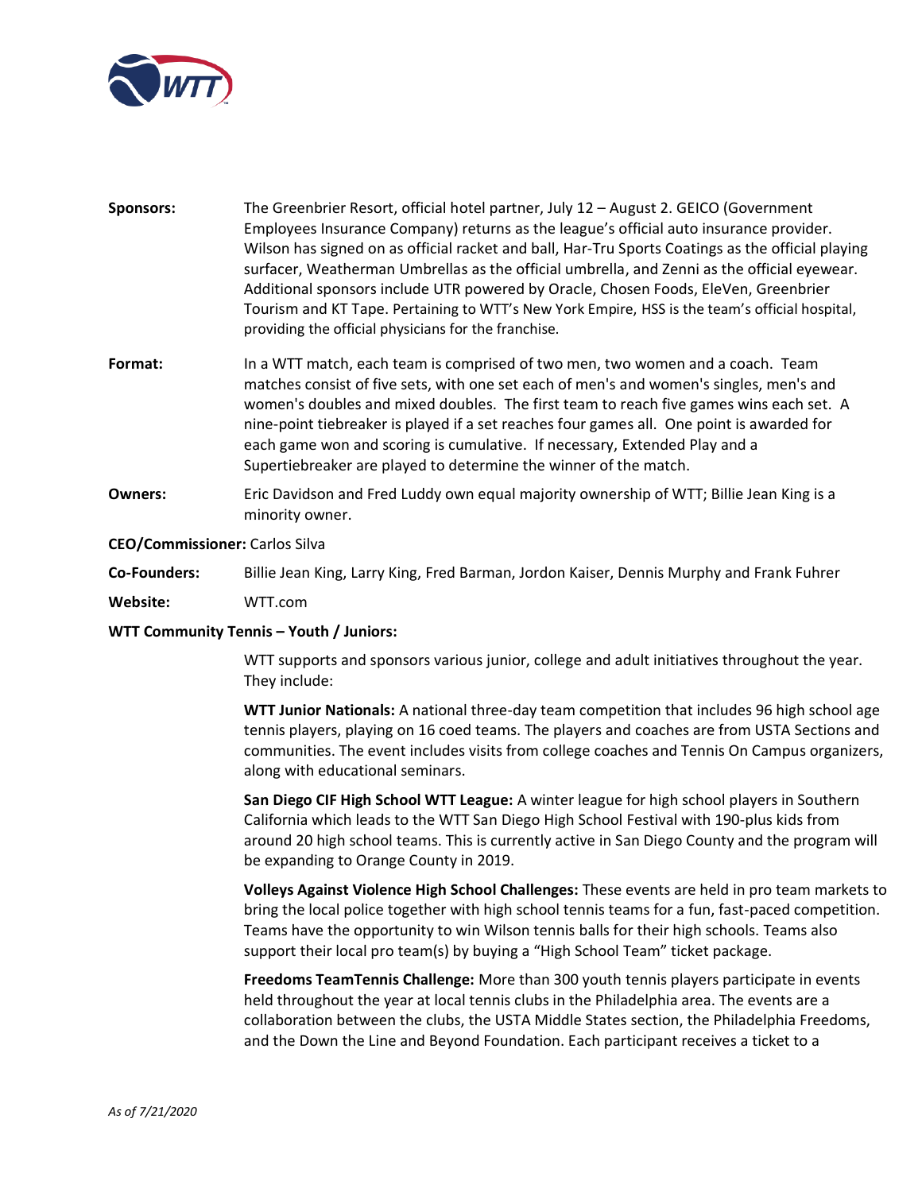**Sponsors:** The Greenbrier Resort, official hotel partner, July 12 – August 2. GEICO (Government Employees Insurance Company) returns as the league's official auto insurance provider. Wilson has signed on as official racket and ball, Har-Tru Sports Coatings as the official playing surfacer, Weatherman Umbrellas as the official umbrella, and Zenni as the official eyewear. Additional sponsors include UTR powered by Oracle, Chosen Foods, EleVen, Greenbrier Tourism and KT Tape. Pertaining to WTT's New York Empire, HSS is the team's official hospital, providing the official physicians for the franchise.

**Format:** In a WTT match, each team is comprised of two men, two women and a coach. Team matches consist of five sets, with one set each of men's and women's singles, men's and women's doubles and mixed doubles. The first team to reach five games wins each set. A nine-point tiebreaker is played if a set reaches four games all. One point is awarded for each game won and scoring is cumulative. If necessary, Extended Play and a Supertiebreaker are played to determine the winner of the match.

**Owners:** Eric Davidson and Fred Luddy own equal majority ownership of WTT; Billie Jean King is a minority owner.

**CEO/Commissioner:** Carlos Silva

**Co-Founders:** Billie Jean King, Larry King, Fred Barman, Jordon Kaiser, Dennis Murphy and Frank Fuhrer

**Website:** WTT.com

**WTT Community Tennis – Youth / Juniors:**

WTT supports and sponsors various junior, college and adult initiatives throughout the year. They include:

**WTT Junior Nationals:** A national three-day team competition that includes 96 high school age tennis players, playing on 16 coed teams. The players and coaches are from USTA Sections and communities. The event includes visits from college coaches and Tennis On Campus organizers, along with educational seminars.

**San Diego CIF High School WTT League:** A winter league for high school players in Southern California which leads to the WTT San Diego High School Festival with 190-plus kids from around 20 high school teams. This is currently active in San Diego County and the program will be expanding to Orange County in 2019.

**Volleys Against Violence High School Challenges:** These events are held in pro team markets to bring the local police together with high school tennis teams for a fun, fast-paced competition. Teams have the opportunity to win Wilson tennis balls for their high schools. Teams also support their local pro team(s) by buying a "High School Team" ticket package.

**Freedoms TeamTennis Challenge:** More than 300 youth tennis players participate in events held throughout the year at local tennis clubs in the Philadelphia area. The events are a collaboration between the clubs, the USTA Middle States section, the Philadelphia Freedoms, and the Down the Line and Beyond Foundation. Each participant receives a ticket to a

*As of 7/21/2020*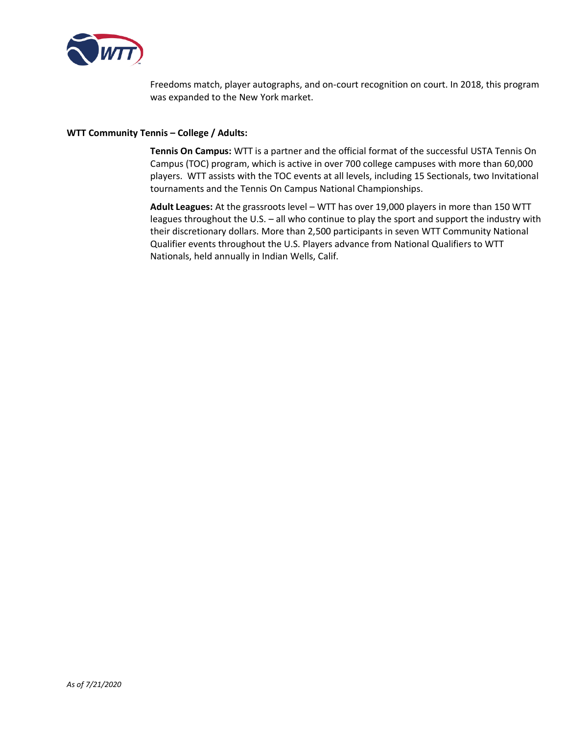Freedoms match, player autographs, and on-court recognition on court. In 2018, this program was expanded to the New York market.

**WTT Community Tennis – College / Adults:**

**Tennis On Campus:** WTT is a partner and the official format of the successful USTA Tennis On Campus (TOC) program, which is active in over 700 college campuses with more than 60,000 players. WTT assists with the TOC events at all levels, including 15 Sectionals, two Invitational tournaments and the Tennis On Campus National Championships.

**Adult Leagues:** At the grassroots level – WTT has over 19,000 players in more than 150 WTT leagues throughout the U.S. – all who continue to play the sport and support the industry with their discretionary dollars. More than 2,500 participants in seven WTT Community National Qualifier events throughout the U.S. Players advance from National Qualifiers to WTT Nationals, held annually in Indian Wells, Calif.

*As of 7/21/2020*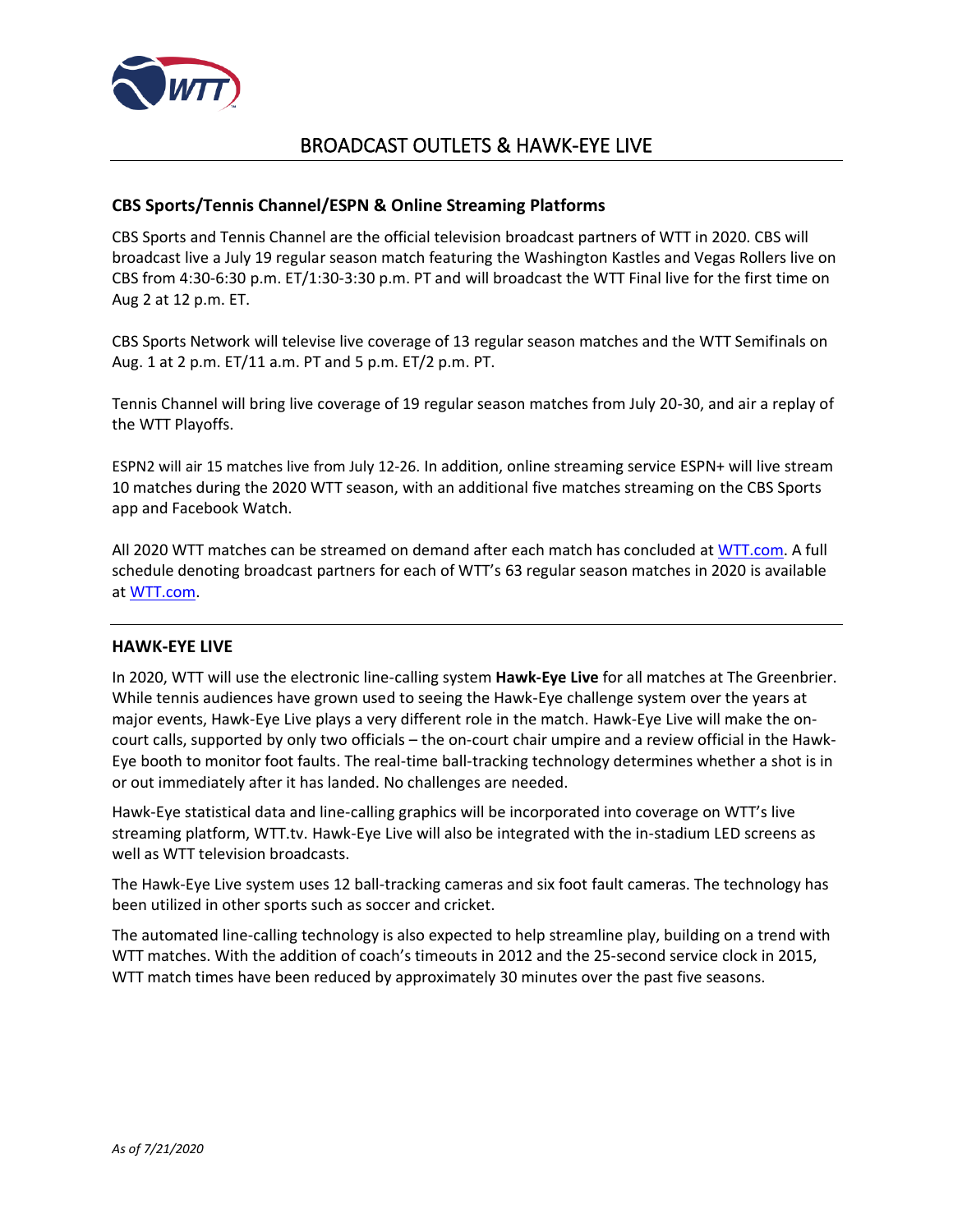# BROADCAST OUTLETS & HAWK-EYE LIVE

## CBS Sports/Tennis Channel/ESPN & Online Streaming Platforms

CBS Sports and Tennis Channel are the official television broadcast partners of WTT in 2020. CBS will broadcast live a July 19 regular season match featuring the Washington Kastles and Vegas Rollers live on CBS from 4:30-6:30 p.m. ET/1:30-3:30 p.m. PT and will broadcast the WTT Final live for the first time on Aug 2 at 12 p.m. ET.

CBS Sports Network will televise live coverage of 13 regular season matches and the WTT Semifinals on Aug. 1 at 2 p.m. ET/11 a.m. PT and 5 p.m. ET/2 p.m. PT.

Tennis Channel will bring live coverage of 19 regular season matches from July 20-30, and air a replay of the WTT Playoffs.

ESPN2 will air 15 matches live from July 12-26. In addition, online streaming service ESPN+ will live stream 10 matches during the 2020 WTT season, with an additional five matches streaming on the CBS Sports app and Facebook Watch.

All 2020 WTT matches can be streamed on demand after each match has concluded at WTT.com. A full schedule denoting broadcast partners for each of WTT's 63 regular season matches in 2020 is available at WTT.com.

## HAWK-EYE LIVE

In 2020, WTT will use the electronic line-calling system **Hawk-Eye Live** for all matches at The Greenbrier. While tennis audiences have grown used to seeing the Hawk-Eye challenge system over the years at major events, Hawk-Eye Live plays a very different role in the match. Hawk-Eye Live will make the on-court calls, supported by only two officials – the on-court chair umpire and a review official in the Hawk-Eye booth to monitor foot faults. The real-time ball-tracking technology determines whether a shot is in or out immediately after it has landed. No challenges are needed.

Hawk-Eye statistical data and line-calling graphics will be incorporated into coverage on WTT's live streaming platform, WTT.tv. Hawk-Eye Live will also be integrated with the in-stadium LED screens as well as WTT television broadcasts.

The Hawk-Eye Live system uses 12 ball-tracking cameras and six foot fault cameras. The technology has been utilized in other sports such as soccer and cricket.

The automated line-calling technology is also expected to help streamline play, building on a trend with WTT matches. With the addition of coach's timeouts in 2012 and the 25-second service clock in 2015, WTT match times have been reduced by approximately 30 minutes over the past five seasons.

*As of 7/21/2020*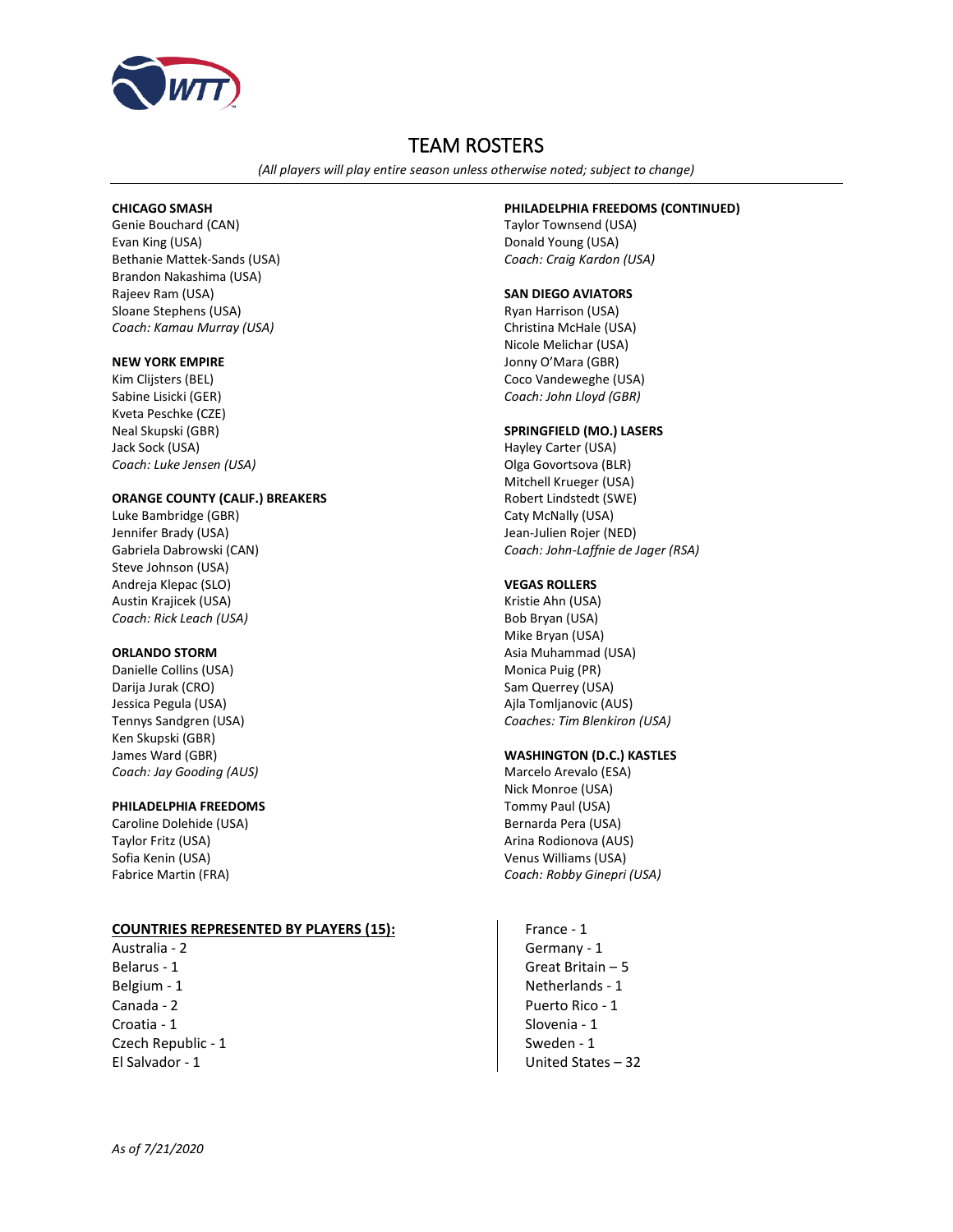# TEAM ROSTERS

*(All players will play entire season unless otherwise noted; subject to change)*

**CHICAGO SMASH**
Genie Bouchard (CAN)
Evan King (USA)
Bethanie Mattek-Sands (USA)
Brandon Nakashima (USA)
Rajeev Ram (USA)
Sloane Stephens (USA)
*Coach: Kamau Murray (USA)*

**NEW YORK EMPIRE**
Kim Clijsters (BEL)
Sabine Lisicki (GER)
Kveta Peschke (CZE)
Neal Skupski (GBR)
Jack Sock (USA)
*Coach: Luke Jensen (USA)*

**ORANGE COUNTY (CALIF.) BREAKERS**
Luke Bambridge (GBR)
Jennifer Brady (USA)
Gabriela Dabrowski (CAN)
Steve Johnson (USA)
Andreja Klepac (SLO)
Austin Krajicek (USA)
*Coach: Rick Leach (USA)*

**ORLANDO STORM**
Danielle Collins (USA)
Darija Jurak (CRO)
Jessica Pegula (USA)
Tennys Sandgren (USA)
Ken Skupski (GBR)
James Ward (GBR)
*Coach: Jay Gooding (AUS)*

**PHILADELPHIA FREEDOMS**
Caroline Dolehide (USA)
Taylor Fritz (USA)
Sofia Kenin (USA)
Fabrice Martin (FRA)

**PHILADELPHIA FREEDOMS (CONTINUED)**
Taylor Townsend (USA)
Donald Young (USA)
*Coach: Craig Kardon (USA)*

**SAN DIEGO AVIATORS**
Ryan Harrison (USA)
Christina McHale (USA)
Nicole Melichar (USA)
Jonny O'Mara (GBR)
Coco Vandeweghe (USA)
*Coach: John Lloyd (GBR)*

**SPRINGFIELD (MO.) LASERS**
Hayley Carter (USA)
Olga Govortsova (BLR)
Mitchell Krueger (USA)
Robert Lindstedt (SWE)
Caty McNally (USA)
Jean-Julien Rojer (NED)
*Coach: John-Laffnie de Jager (RSA)*

**VEGAS ROLLERS**
Kristie Ahn (USA)
Bob Bryan (USA)
Mike Bryan (USA)
Asia Muhammad (USA)
Monica Puig (PR)
Sam Querrey (USA)
Ajla Tomljanovic (AUS)
*Coaches: Tim Blenkiron (USA)*

**WASHINGTON (D.C.) KASTLES**
Marcelo Arevalo (ESA)
Nick Monroe (USA)
Tommy Paul (USA)
Bernarda Pera (USA)
Arina Rodionova (AUS)
Venus Williams (USA)
*Coach: Robby Ginepri (USA)*

**COUNTRIES REPRESENTED BY PLAYERS (15):**

Australia - 2
Belarus - 1
Belgium - 1
Canada - 2
Croatia - 1
Czech Republic - 1
El Salvador - 1
France - 1
Germany - 1
Great Britain – 5
Netherlands - 1
Puerto Rico - 1
Slovenia - 1
Sweden - 1
United States – 32

*As of 7/21/2020*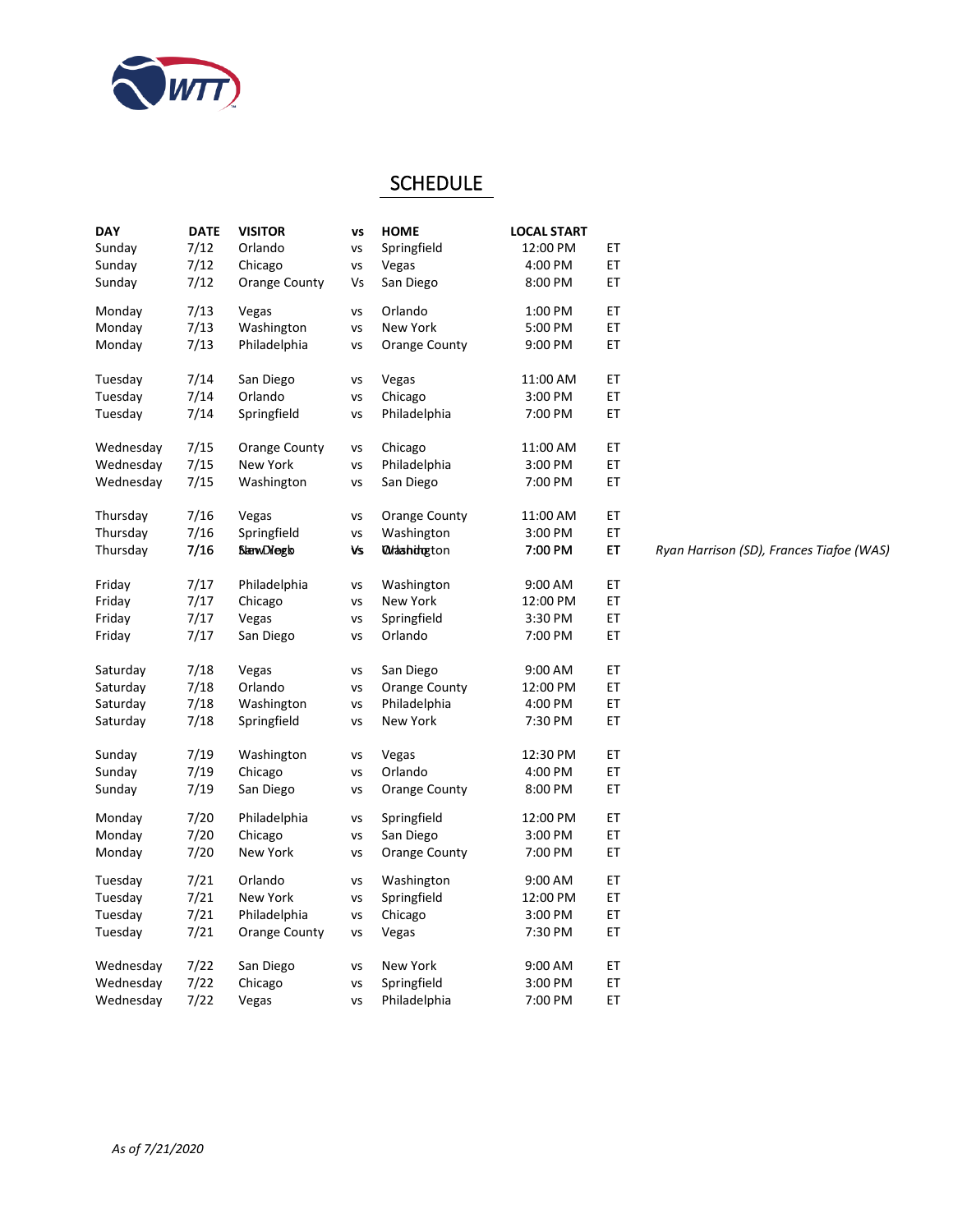# SCHEDULE

| DAY | DATE | VISITOR | vs | HOME | LOCAL START | | |
|---|---|---|---|---|---|---|---|
| Sunday | 7/12 | Orlando | vs | Springfield | 12:00 PM | ET | |
| Sunday | 7/12 | Chicago | vs | Vegas | 4:00 PM | ET | |
| Sunday | 7/12 | Orange County | Vs | San Diego | 8:00 PM | ET | |
| Monday | 7/13 | Vegas | vs | Orlando | 1:00 PM | ET | |
| Monday | 7/13 | Washington | vs | New York | 5:00 PM | ET | |
| Monday | 7/13 | Philadelphia | vs | Orange County | 9:00 PM | ET | |
| Tuesday | 7/14 | San Diego | vs | Vegas | 11:00 AM | ET | |
| Tuesday | 7/14 | Orlando | vs | Chicago | 3:00 PM | ET | |
| Tuesday | 7/14 | Springfield | vs | Philadelphia | 7:00 PM | ET | |
| Wednesday | 7/15 | Orange County | vs | Chicago | 11:00 AM | ET | |
| Wednesday | 7/15 | New York | vs | Philadelphia | 3:00 PM | ET | |
| Wednesday | 7/15 | Washington | vs | San Diego | 7:00 PM | ET | |
| Thursday | 7/16 | Vegas | vs | Orange County | 11:00 AM | ET | |
| Thursday | 7/16 | Springfield | vs | Washington | 3:00 PM | ET | |
| Thursday | **7/16** | **San Diego** | **vs** | **Washington** | **7:00 PM** | **ET** | *Ryan Harrison (SD), Frances Tiafoe (WAS)* |
| Friday | 7/17 | Philadelphia | vs | Washington | 9:00 AM | ET | |
| Friday | 7/17 | Chicago | vs | New York | 12:00 PM | ET | |
| Friday | 7/17 | Vegas | vs | Springfield | 3:30 PM | ET | |
| Friday | 7/17 | San Diego | vs | Orlando | 7:00 PM | ET | |
| Saturday | 7/18 | Vegas | vs | San Diego | 9:00 AM | ET | |
| Saturday | 7/18 | Orlando | vs | Orange County | 12:00 PM | ET | |
| Saturday | 7/18 | Washington | vs | Philadelphia | 4:00 PM | ET | |
| Saturday | 7/18 | Springfield | vs | New York | 7:30 PM | ET | |
| Sunday | 7/19 | Washington | vs | Vegas | 12:30 PM | ET | |
| Sunday | 7/19 | Chicago | vs | Orlando | 4:00 PM | ET | |
| Sunday | 7/19 | San Diego | vs | Orange County | 8:00 PM | ET | |
| Monday | 7/20 | Philadelphia | vs | Springfield | 12:00 PM | ET | |
| Monday | 7/20 | Chicago | vs | San Diego | 3:00 PM | ET | |
| Monday | 7/20 | New York | vs | Orange County | 7:00 PM | ET | |
| Tuesday | 7/21 | Orlando | vs | Washington | 9:00 AM | ET | |
| Tuesday | 7/21 | New York | vs | Springfield | 12:00 PM | ET | |
| Tuesday | 7/21 | Philadelphia | vs | Chicago | 3:00 PM | ET | |
| Tuesday | 7/21 | Orange County | vs | Vegas | 7:30 PM | ET | |
| Wednesday | 7/22 | San Diego | vs | New York | 9:00 AM | ET | |
| Wednesday | 7/22 | Chicago | vs | Springfield | 3:00 PM | ET | |
| Wednesday | 7/22 | Vegas | vs | Philadelphia | 7:00 PM | ET | |

*As of 7/21/2020*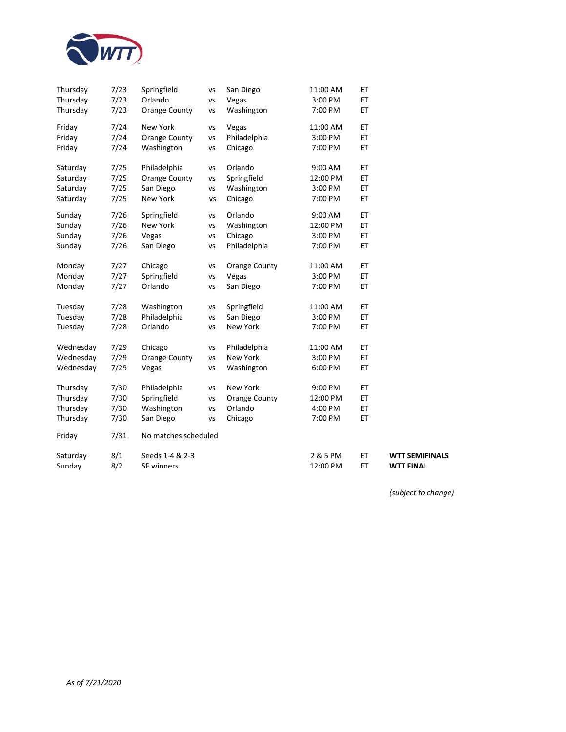| Day | Date | Team | | Team | Time | Zone | |
|---|---|---|---|---|---|---|---|
| Thursday | 7/23 | Springfield | vs | San Diego | 11:00 AM | ET | |
| Thursday | 7/23 | Orlando | vs | Vegas | 3:00 PM | ET | |
| Thursday | 7/23 | Orange County | vs | Washington | 7:00 PM | ET | |
| Friday | 7/24 | New York | vs | Vegas | 11:00 AM | ET | |
| Friday | 7/24 | Orange County | vs | Philadelphia | 3:00 PM | ET | |
| Friday | 7/24 | Washington | vs | Chicago | 7:00 PM | ET | |
| Saturday | 7/25 | Philadelphia | vs | Orlando | 9:00 AM | ET | |
| Saturday | 7/25 | Orange County | vs | Springfield | 12:00 PM | ET | |
| Saturday | 7/25 | San Diego | vs | Washington | 3:00 PM | ET | |
| Saturday | 7/25 | New York | vs | Chicago | 7:00 PM | ET | |
| Sunday | 7/26 | Springfield | vs | Orlando | 9:00 AM | ET | |
| Sunday | 7/26 | New York | vs | Washington | 12:00 PM | ET | |
| Sunday | 7/26 | Vegas | vs | Chicago | 3:00 PM | ET | |
| Sunday | 7/26 | San Diego | vs | Philadelphia | 7:00 PM | ET | |
| Monday | 7/27 | Chicago | vs | Orange County | 11:00 AM | ET | |
| Monday | 7/27 | Springfield | vs | Vegas | 3:00 PM | ET | |
| Monday | 7/27 | Orlando | vs | San Diego | 7:00 PM | ET | |
| Tuesday | 7/28 | Washington | vs | Springfield | 11:00 AM | ET | |
| Tuesday | 7/28 | Philadelphia | vs | San Diego | 3:00 PM | ET | |
| Tuesday | 7/28 | Orlando | vs | New York | 7:00 PM | ET | |
| Wednesday | 7/29 | Chicago | vs | Philadelphia | 11:00 AM | ET | |
| Wednesday | 7/29 | Orange County | vs | New York | 3:00 PM | ET | |
| Wednesday | 7/29 | Vegas | vs | Washington | 6:00 PM | ET | |
| Thursday | 7/30 | Philadelphia | vs | New York | 9:00 PM | ET | |
| Thursday | 7/30 | Springfield | vs | Orange County | 12:00 PM | ET | |
| Thursday | 7/30 | Washington | vs | Orlando | 4:00 PM | ET | |
| Thursday | 7/30 | San Diego | vs | Chicago | 7:00 PM | ET | |
| Friday | 7/31 | No matches scheduled | | | | | |
| Saturday | 8/1 | Seeds 1-4 & 2-3 | | | 2 & 5 PM | ET | **WTT SEMIFINALS** |
| Sunday | 8/2 | SF winners | | | 12:00 PM | ET | **WTT FINAL** |

*(subject to change)*

*As of 7/21/2020*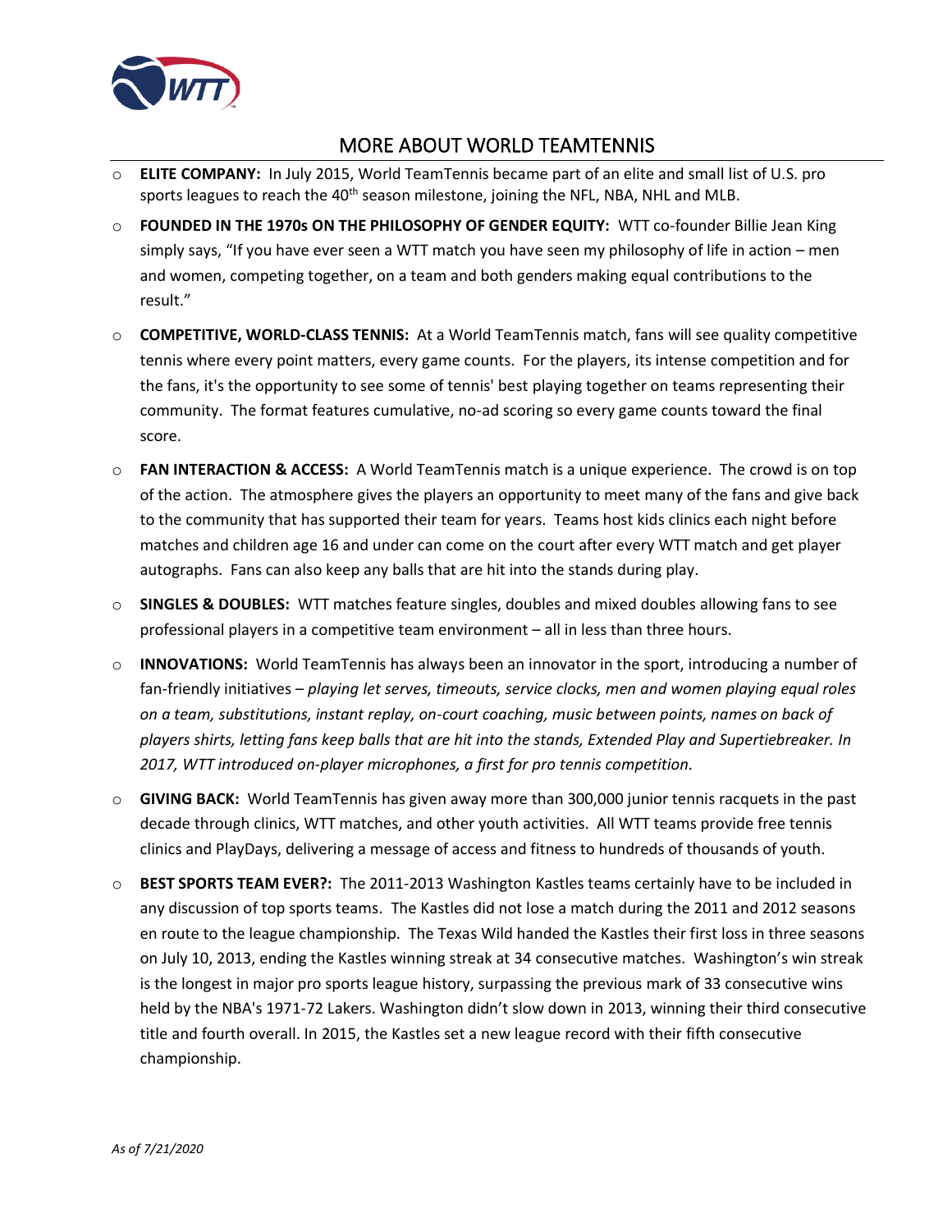## MORE ABOUT WORLD TEAMTENNIS

- **ELITE COMPANY:** In July 2015, World TeamTennis became part of an elite and small list of U.S. pro sports leagues to reach the 40th season milestone, joining the NFL, NBA, NHL and MLB.
- **FOUNDED IN THE 1970s ON THE PHILOSOPHY OF GENDER EQUITY:** WTT co-founder Billie Jean King simply says, "If you have ever seen a WTT match you have seen my philosophy of life in action – men and women, competing together, on a team and both genders making equal contributions to the result."
- **COMPETITIVE, WORLD-CLASS TENNIS:** At a World TeamTennis match, fans will see quality competitive tennis where every point matters, every game counts. For the players, its intense competition and for the fans, it's the opportunity to see some of tennis' best playing together on teams representing their community. The format features cumulative, no-ad scoring so every game counts toward the final score.
- **FAN INTERACTION & ACCESS:** A World TeamTennis match is a unique experience. The crowd is on top of the action. The atmosphere gives the players an opportunity to meet many of the fans and give back to the community that has supported their team for years. Teams host kids clinics each night before matches and children age 16 and under can come on the court after every WTT match and get player autographs. Fans can also keep any balls that are hit into the stands during play.
- **SINGLES & DOUBLES:** WTT matches feature singles, doubles and mixed doubles allowing fans to see professional players in a competitive team environment – all in less than three hours.
- **INNOVATIONS:** World TeamTennis has always been an innovator in the sport, introducing a number of fan-friendly initiatives – *playing let serves, timeouts, service clocks, men and women playing equal roles on a team, substitutions, instant replay, on-court coaching, music between points, names on back of players shirts, letting fans keep balls that are hit into the stands, Extended Play and Supertiebreaker. In 2017, WTT introduced on-player microphones, a first for pro tennis competition.*
- **GIVING BACK:** World TeamTennis has given away more than 300,000 junior tennis racquets in the past decade through clinics, WTT matches, and other youth activities. All WTT teams provide free tennis clinics and PlayDays, delivering a message of access and fitness to hundreds of thousands of youth.
- **BEST SPORTS TEAM EVER?:** The 2011-2013 Washington Kastles teams certainly have to be included in any discussion of top sports teams. The Kastles did not lose a match during the 2011 and 2012 seasons en route to the league championship. The Texas Wild handed the Kastles their first loss in three seasons on July 10, 2013, ending the Kastles winning streak at 34 consecutive matches. Washington's win streak is the longest in major pro sports league history, surpassing the previous mark of 33 consecutive wins held by the NBA's 1971-72 Lakers. Washington didn't slow down in 2013, winning their third consecutive title and fourth overall. In 2015, the Kastles set a new league record with their fifth consecutive championship.

*As of 7/21/2020*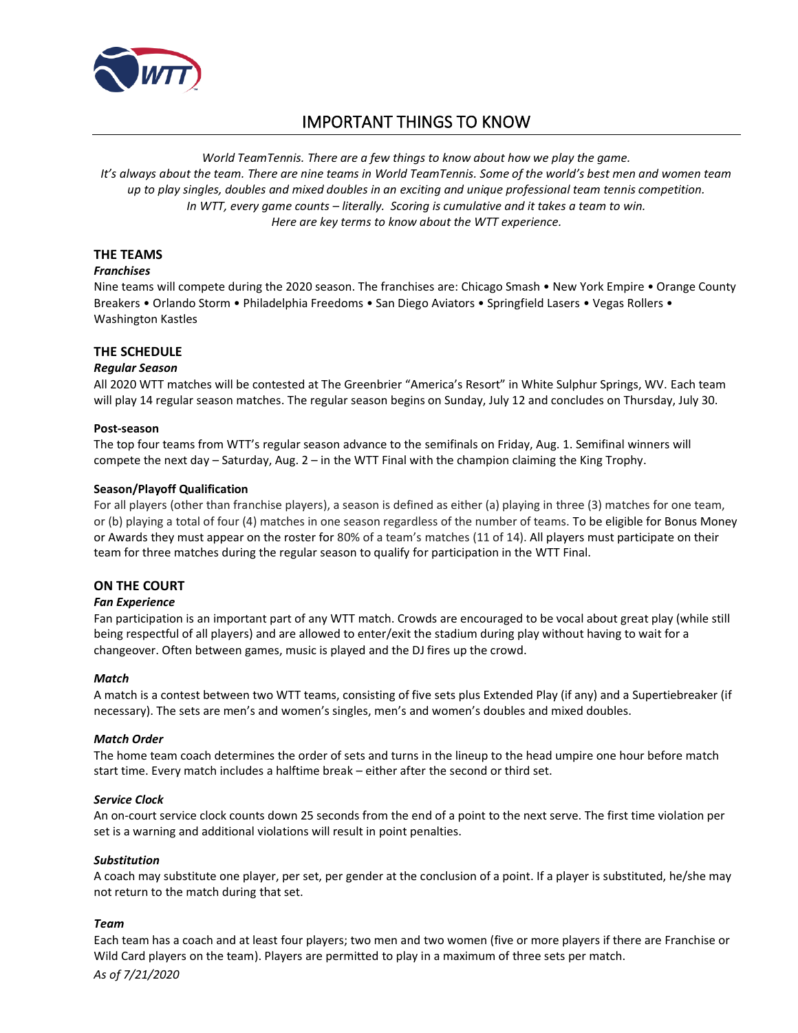# IMPORTANT THINGS TO KNOW

*World TeamTennis. There are a few things to know about how we play the game.*
*It's always about the team. There are nine teams in World TeamTennis. Some of the world's best men and women team up to play singles, doubles and mixed doubles in an exciting and unique professional team tennis competition.*
*In WTT, every game counts – literally. Scoring is cumulative and it takes a team to win.*
*Here are key terms to know about the WTT experience.*

## THE TEAMS

### *Franchises*

Nine teams will compete during the 2020 season. The franchises are: Chicago Smash • New York Empire • Orange County Breakers • Orlando Storm • Philadelphia Freedoms • San Diego Aviators • Springfield Lasers • Vegas Rollers • Washington Kastles

## THE SCHEDULE

### *Regular Season*

All 2020 WTT matches will be contested at The Greenbrier "America's Resort" in White Sulphur Springs, WV. Each team will play 14 regular season matches. The regular season begins on Sunday, July 12 and concludes on Thursday, July 30.

### Post-season

The top four teams from WTT's regular season advance to the semifinals on Friday, Aug. 1. Semifinal winners will compete the next day – Saturday, Aug. 2 – in the WTT Final with the champion claiming the King Trophy.

### Season/Playoff Qualification

For all players (other than franchise players), a season is defined as either (a) playing in three (3) matches for one team, or (b) playing a total of four (4) matches in one season regardless of the number of teams. To be eligible for Bonus Money or Awards they must appear on the roster for 80% of a team's matches (11 of 14). All players must participate on their team for three matches during the regular season to qualify for participation in the WTT Final.

## ON THE COURT

### *Fan Experience*

Fan participation is an important part of any WTT match. Crowds are encouraged to be vocal about great play (while still being respectful of all players) and are allowed to enter/exit the stadium during play without having to wait for a changeover. Often between games, music is played and the DJ fires up the crowd.

### *Match*

A match is a contest between two WTT teams, consisting of five sets plus Extended Play (if any) and a Supertiebreaker (if necessary). The sets are men's and women's singles, men's and women's doubles and mixed doubles.

### *Match Order*

The home team coach determines the order of sets and turns in the lineup to the head umpire one hour before match start time. Every match includes a halftime break – either after the second or third set.

### *Service Clock*

An on-court service clock counts down 25 seconds from the end of a point to the next serve. The first time violation per set is a warning and additional violations will result in point penalties.

### *Substitution*

A coach may substitute one player, per set, per gender at the conclusion of a point. If a player is substituted, he/she may not return to the match during that set.

### *Team*

Each team has a coach and at least four players; two men and two women (five or more players if there are Franchise or Wild Card players on the team). Players are permitted to play in a maximum of three sets per match.

*As of 7/21/2020*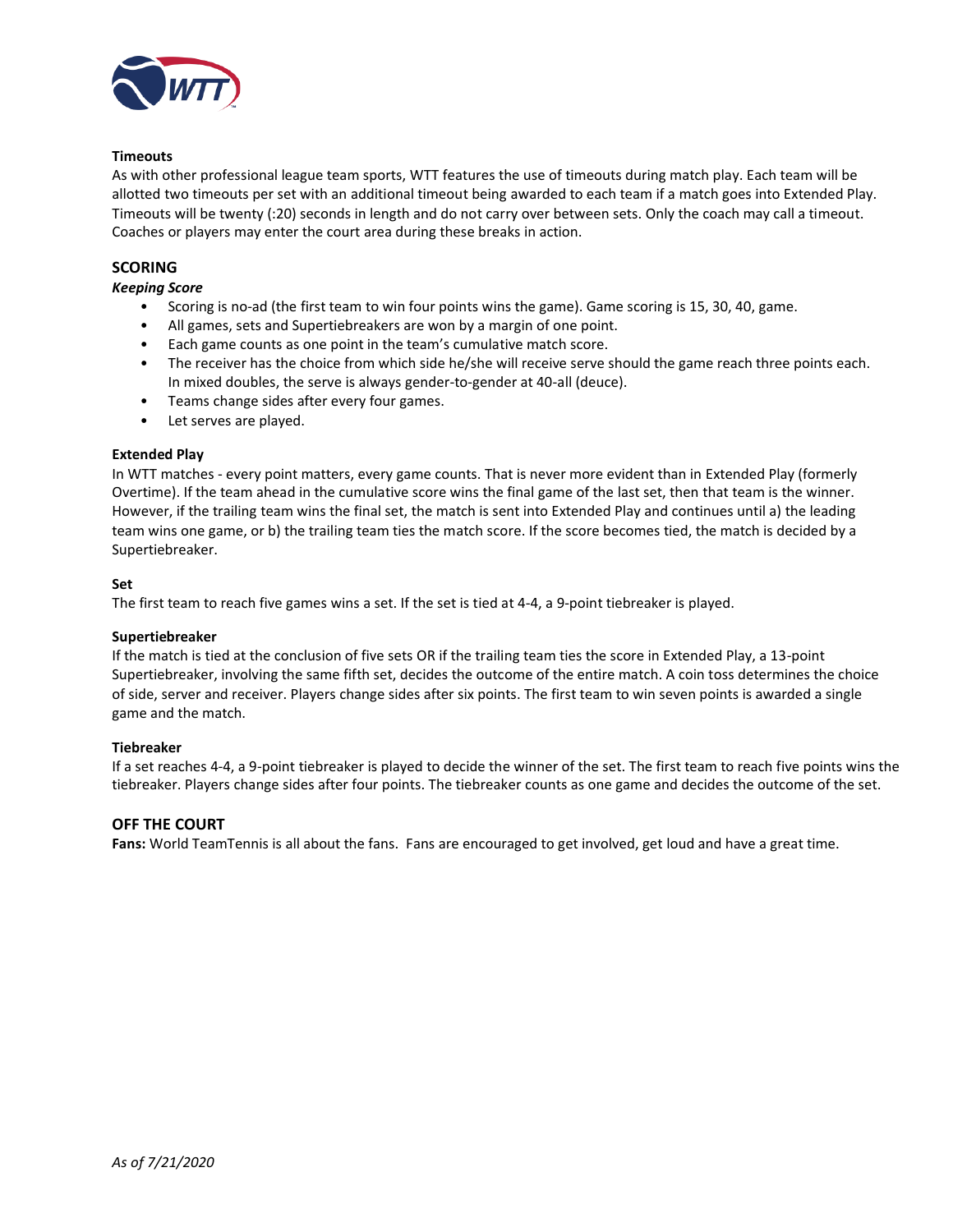**Timeouts**

As with other professional league team sports, WTT features the use of timeouts during match play. Each team will be allotted two timeouts per set with an additional timeout being awarded to each team if a match goes into Extended Play. Timeouts will be twenty (:20) seconds in length and do not carry over between sets. Only the coach may call a timeout. Coaches or players may enter the court area during these breaks in action.

## SCORING

***Keeping Score***

- Scoring is no-ad (the first team to win four points wins the game). Game scoring is 15, 30, 40, game.
- All games, sets and Supertiebreakers are won by a margin of one point.
- Each game counts as one point in the team's cumulative match score.
- The receiver has the choice from which side he/she will receive serve should the game reach three points each. In mixed doubles, the serve is always gender-to-gender at 40-all (deuce).
- Teams change sides after every four games.
- Let serves are played.

**Extended Play**

In WTT matches - every point matters, every game counts. That is never more evident than in Extended Play (formerly Overtime). If the team ahead in the cumulative score wins the final game of the last set, then that team is the winner. However, if the trailing team wins the final set, the match is sent into Extended Play and continues until a) the leading team wins one game, or b) the trailing team ties the match score. If the score becomes tied, the match is decided by a Supertiebreaker.

**Set**

The first team to reach five games wins a set. If the set is tied at 4-4, a 9-point tiebreaker is played.

**Supertiebreaker**

If the match is tied at the conclusion of five sets OR if the trailing team ties the score in Extended Play, a 13-point Supertiebreaker, involving the same fifth set, decides the outcome of the entire match. A coin toss determines the choice of side, server and receiver. Players change sides after six points. The first team to win seven points is awarded a single game and the match.

**Tiebreaker**

If a set reaches 4-4, a 9-point tiebreaker is played to decide the winner of the set. The first team to reach five points wins the tiebreaker. Players change sides after four points. The tiebreaker counts as one game and decides the outcome of the set.

## OFF THE COURT

**Fans:** World TeamTennis is all about the fans. Fans are encouraged to get involved, get loud and have a great time.

*As of 7/21/2020*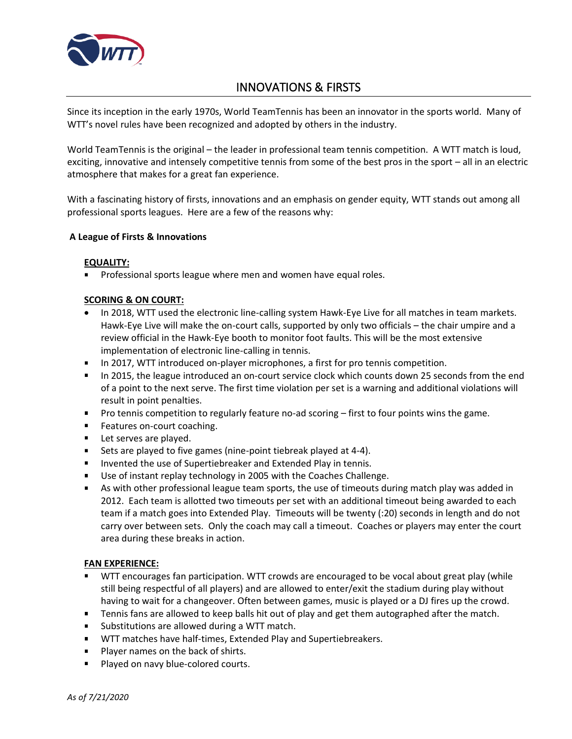# INNOVATIONS & FIRSTS

Since its inception in the early 1970s, World TeamTennis has been an innovator in the sports world. Many of WTT's novel rules have been recognized and adopted by others in the industry.

World TeamTennis is the original – the leader in professional team tennis competition. A WTT match is loud, exciting, innovative and intensely competitive tennis from some of the best pros in the sport – all in an electric atmosphere that makes for a great fan experience.

With a fascinating history of firsts, innovations and an emphasis on gender equity, WTT stands out among all professional sports leagues. Here are a few of the reasons why:

**A League of Firsts & Innovations**

**EQUALITY:**

- Professional sports league where men and women have equal roles.

**SCORING & ON COURT:**

- In 2018, WTT used the electronic line-calling system Hawk-Eye Live for all matches in team markets. Hawk-Eye Live will make the on-court calls, supported by only two officials – the chair umpire and a review official in the Hawk-Eye booth to monitor foot faults. This will be the most extensive implementation of electronic line-calling in tennis.
- In 2017, WTT introduced on-player microphones, a first for pro tennis competition.
- In 2015, the league introduced an on-court service clock which counts down 25 seconds from the end of a point to the next serve. The first time violation per set is a warning and additional violations will result in point penalties.
- Pro tennis competition to regularly feature no-ad scoring – first to four points wins the game.
- Features on-court coaching.
- Let serves are played.
- Sets are played to five games (nine-point tiebreak played at 4-4).
- Invented the use of Supertiebreaker and Extended Play in tennis.
- Use of instant replay technology in 2005 with the Coaches Challenge.
- As with other professional league team sports, the use of timeouts during match play was added in 2012. Each team is allotted two timeouts per set with an additional timeout being awarded to each team if a match goes into Extended Play. Timeouts will be twenty (:20) seconds in length and do not carry over between sets. Only the coach may call a timeout. Coaches or players may enter the court area during these breaks in action.

**FAN EXPERIENCE:**

- WTT encourages fan participation. WTT crowds are encouraged to be vocal about great play (while still being respectful of all players) and are allowed to enter/exit the stadium during play without having to wait for a changeover. Often between games, music is played or a DJ fires up the crowd.
- Tennis fans are allowed to keep balls hit out of play and get them autographed after the match.
- Substitutions are allowed during a WTT match.
- WTT matches have half-times, Extended Play and Supertiebreakers.
- Player names on the back of shirts.
- Played on navy blue-colored courts.

*As of 7/21/2020*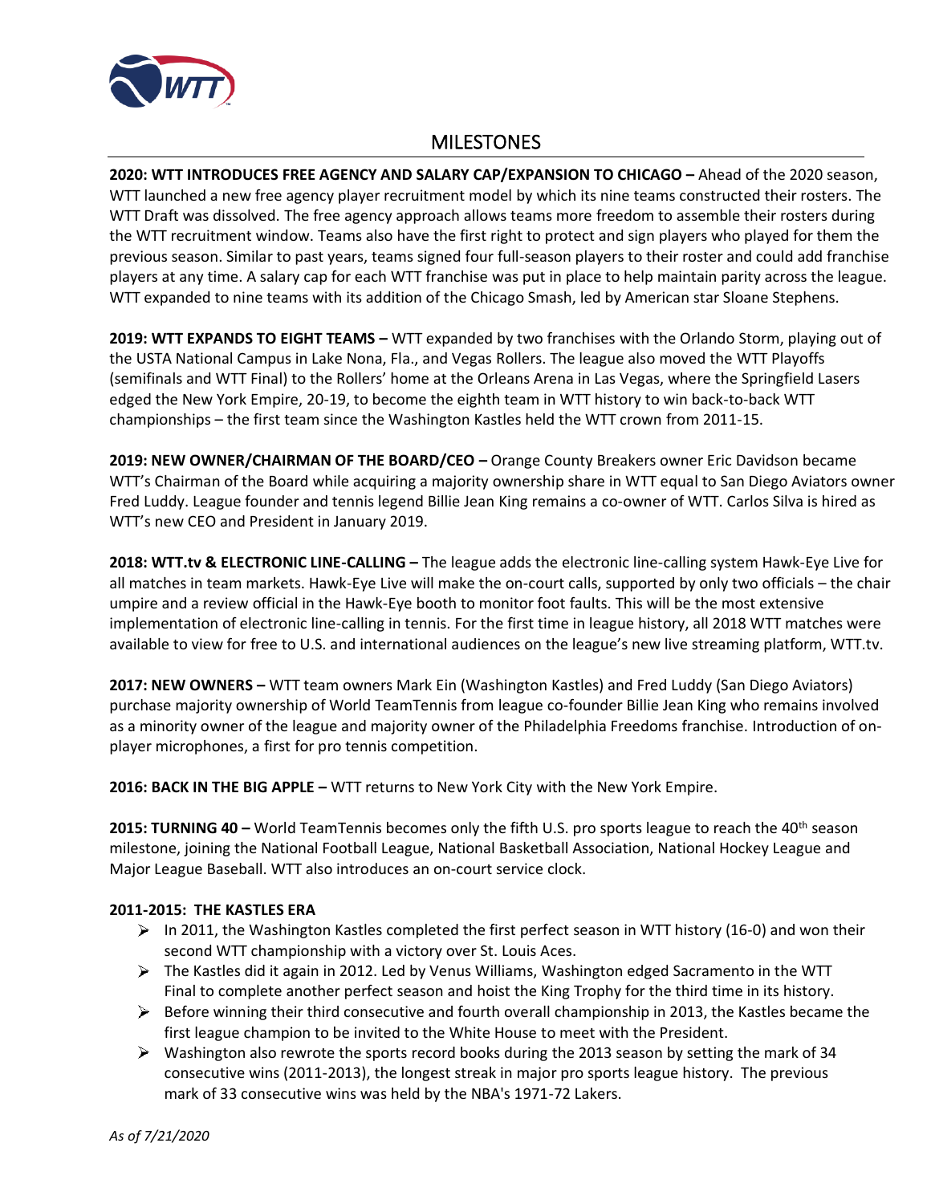## MILESTONES

**2020: WTT INTRODUCES FREE AGENCY AND SALARY CAP/EXPANSION TO CHICAGO –** Ahead of the 2020 season, WTT launched a new free agency player recruitment model by which its nine teams constructed their rosters. The WTT Draft was dissolved. The free agency approach allows teams more freedom to assemble their rosters during the WTT recruitment window. Teams also have the first right to protect and sign players who played for them the previous season. Similar to past years, teams signed four full-season players to their roster and could add franchise players at any time. A salary cap for each WTT franchise was put in place to help maintain parity across the league. WTT expanded to nine teams with its addition of the Chicago Smash, led by American star Sloane Stephens.

**2019: WTT EXPANDS TO EIGHT TEAMS –** WTT expanded by two franchises with the Orlando Storm, playing out of the USTA National Campus in Lake Nona, Fla., and Vegas Rollers. The league also moved the WTT Playoffs (semifinals and WTT Final) to the Rollers' home at the Orleans Arena in Las Vegas, where the Springfield Lasers edged the New York Empire, 20-19, to become the eighth team in WTT history to win back-to-back WTT championships – the first team since the Washington Kastles held the WTT crown from 2011-15.

**2019: NEW OWNER/CHAIRMAN OF THE BOARD/CEO –** Orange County Breakers owner Eric Davidson became WTT's Chairman of the Board while acquiring a majority ownership share in WTT equal to San Diego Aviators owner Fred Luddy. League founder and tennis legend Billie Jean King remains a co-owner of WTT. Carlos Silva is hired as WTT's new CEO and President in January 2019.

**2018: WTT.tv & ELECTRONIC LINE-CALLING –** The league adds the electronic line-calling system Hawk-Eye Live for all matches in team markets. Hawk-Eye Live will make the on-court calls, supported by only two officials – the chair umpire and a review official in the Hawk-Eye booth to monitor foot faults. This will be the most extensive implementation of electronic line-calling in tennis. For the first time in league history, all 2018 WTT matches were available to view for free to U.S. and international audiences on the league's new live streaming platform, WTT.tv.

**2017: NEW OWNERS –** WTT team owners Mark Ein (Washington Kastles) and Fred Luddy (San Diego Aviators) purchase majority ownership of World TeamTennis from league co-founder Billie Jean King who remains involved as a minority owner of the league and majority owner of the Philadelphia Freedoms franchise. Introduction of on-player microphones, a first for pro tennis competition.

**2016: BACK IN THE BIG APPLE –** WTT returns to New York City with the New York Empire.

**2015: TURNING 40 –** World TeamTennis becomes only the fifth U.S. pro sports league to reach the 40th season milestone, joining the National Football League, National Basketball Association, National Hockey League and Major League Baseball. WTT also introduces an on-court service clock.

**2011-2015: THE KASTLES ERA**

- In 2011, the Washington Kastles completed the first perfect season in WTT history (16-0) and won their second WTT championship with a victory over St. Louis Aces.
- The Kastles did it again in 2012. Led by Venus Williams, Washington edged Sacramento in the WTT Final to complete another perfect season and hoist the King Trophy for the third time in its history.
- Before winning their third consecutive and fourth overall championship in 2013, the Kastles became the first league champion to be invited to the White House to meet with the President.
- Washington also rewrote the sports record books during the 2013 season by setting the mark of 34 consecutive wins (2011-2013), the longest streak in major pro sports league history. The previous mark of 33 consecutive wins was held by the NBA's 1971-72 Lakers.

*As of 7/21/2020*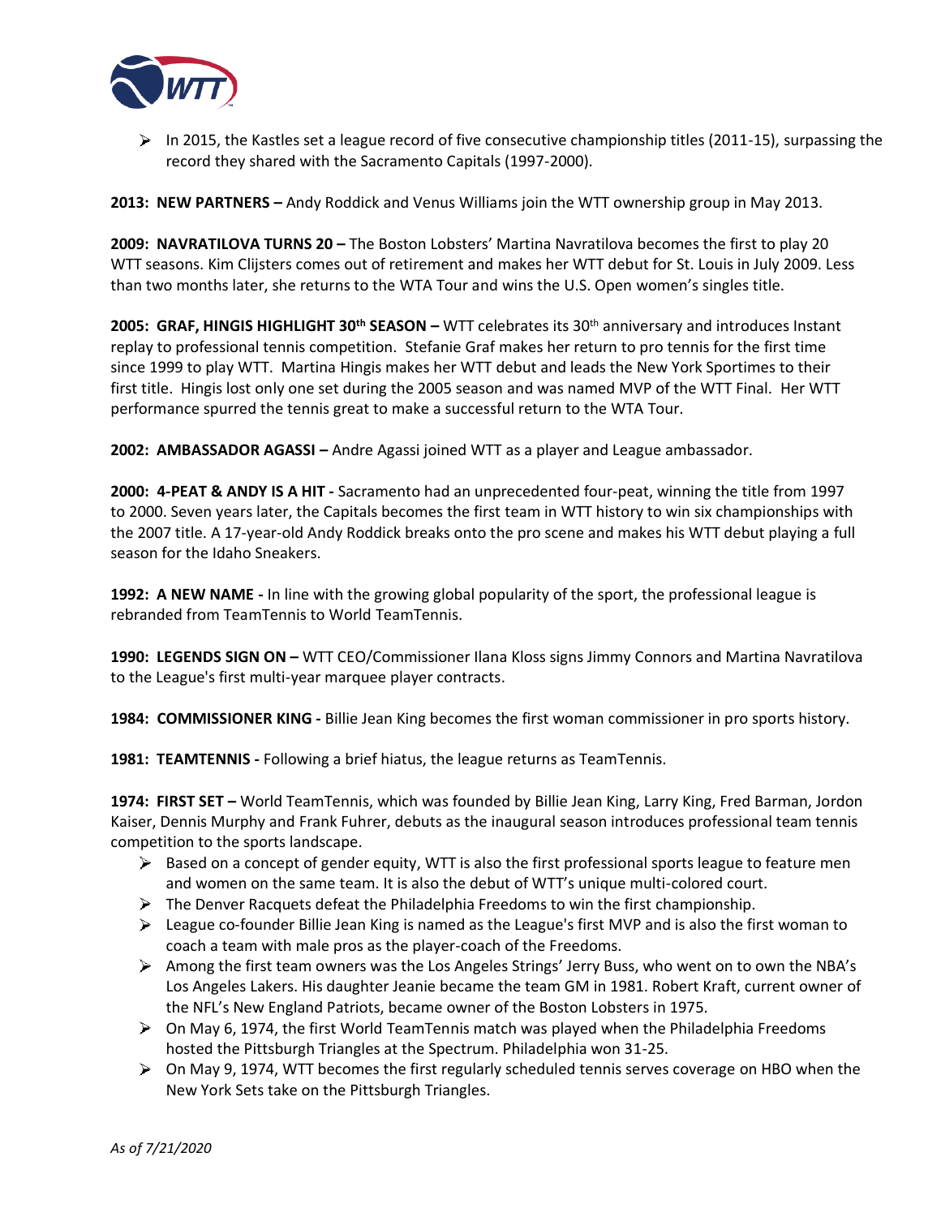- In 2015, the Kastles set a league record of five consecutive championship titles (2011-15), surpassing the record they shared with the Sacramento Capitals (1997-2000).

**2013: NEW PARTNERS –** Andy Roddick and Venus Williams join the WTT ownership group in May 2013.

**2009: NAVRATILOVA TURNS 20 –** The Boston Lobsters' Martina Navratilova becomes the first to play 20 WTT seasons. Kim Clijsters comes out of retirement and makes her WTT debut for St. Louis in July 2009. Less than two months later, she returns to the WTA Tour and wins the U.S. Open women's singles title.

**2005: GRAF, HINGIS HIGHLIGHT 30th SEASON –** WTT celebrates its 30th anniversary and introduces Instant replay to professional tennis competition. Stefanie Graf makes her return to pro tennis for the first time since 1999 to play WTT. Martina Hingis makes her WTT debut and leads the New York Sportimes to their first title. Hingis lost only one set during the 2005 season and was named MVP of the WTT Final. Her WTT performance spurred the tennis great to make a successful return to the WTA Tour.

**2002: AMBASSADOR AGASSI –** Andre Agassi joined WTT as a player and League ambassador.

**2000: 4-PEAT & ANDY IS A HIT -** Sacramento had an unprecedented four-peat, winning the title from 1997 to 2000. Seven years later, the Capitals becomes the first team in WTT history to win six championships with the 2007 title. A 17-year-old Andy Roddick breaks onto the pro scene and makes his WTT debut playing a full season for the Idaho Sneakers.

**1992: A NEW NAME -** In line with the growing global popularity of the sport, the professional league is rebranded from TeamTennis to World TeamTennis.

**1990: LEGENDS SIGN ON –** WTT CEO/Commissioner Ilana Kloss signs Jimmy Connors and Martina Navratilova to the League's first multi-year marquee player contracts.

**1984: COMMISSIONER KING -** Billie Jean King becomes the first woman commissioner in pro sports history.

**1981: TEAMTENNIS -** Following a brief hiatus, the league returns as TeamTennis.

**1974: FIRST SET –** World TeamTennis, which was founded by Billie Jean King, Larry King, Fred Barman, Jordon Kaiser, Dennis Murphy and Frank Fuhrer, debuts as the inaugural season introduces professional team tennis competition to the sports landscape.

- Based on a concept of gender equity, WTT is also the first professional sports league to feature men and women on the same team. It is also the debut of WTT's unique multi-colored court.
- The Denver Racquets defeat the Philadelphia Freedoms to win the first championship.
- League co-founder Billie Jean King is named as the League's first MVP and is also the first woman to coach a team with male pros as the player-coach of the Freedoms.
- Among the first team owners was the Los Angeles Strings' Jerry Buss, who went on to own the NBA's Los Angeles Lakers. His daughter Jeanie became the team GM in 1981. Robert Kraft, current owner of the NFL's New England Patriots, became owner of the Boston Lobsters in 1975.
- On May 6, 1974, the first World TeamTennis match was played when the Philadelphia Freedoms hosted the Pittsburgh Triangles at the Spectrum. Philadelphia won 31-25.
- On May 9, 1974, WTT becomes the first regularly scheduled tennis serves coverage on HBO when the New York Sets take on the Pittsburgh Triangles.

*As of 7/21/2020*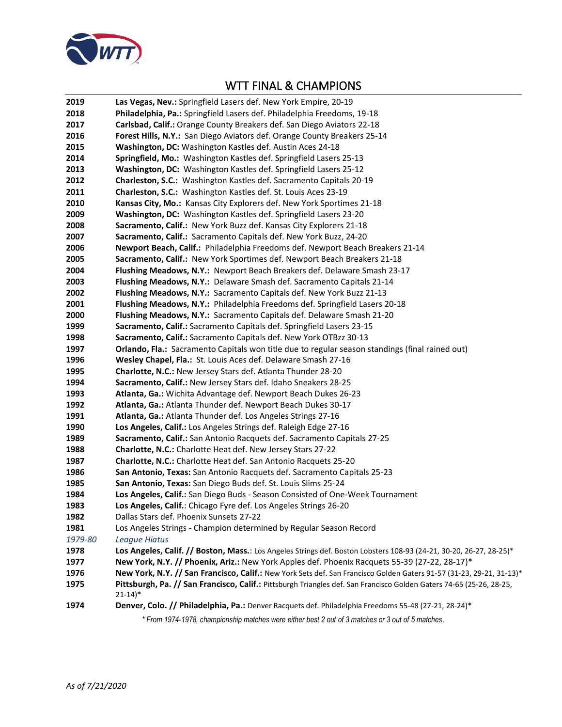# WTT FINAL & CHAMPIONS

| | |
|---|---|
| **2019** | **Las Vegas, Nev.:** Springfield Lasers def. New York Empire, 20-19 |
| **2018** | **Philadelphia, Pa.:** Springfield Lasers def. Philadelphia Freedoms, 19-18 |
| **2017** | **Carlsbad, Calif.:** Orange County Breakers def. San Diego Aviators 22-18 |
| **2016** | **Forest Hills, N.Y.:** San Diego Aviators def. Orange County Breakers 25-14 |
| **2015** | **Washington, DC:** Washington Kastles def. Austin Aces 24-18 |
| **2014** | **Springfield, Mo.:** Washington Kastles def. Springfield Lasers 25-13 |
| **2013** | **Washington, DC:** Washington Kastles def. Springfield Lasers 25-12 |
| **2012** | **Charleston, S.C.:** Washington Kastles def. Sacramento Capitals 20-19 |
| **2011** | **Charleston, S.C.:** Washington Kastles def. St. Louis Aces 23-19 |
| **2010** | **Kansas City, Mo.:** Kansas City Explorers def. New York Sportimes 21-18 |
| **2009** | **Washington, DC:** Washington Kastles def. Springfield Lasers 23-20 |
| **2008** | **Sacramento, Calif.:** New York Buzz def. Kansas City Explorers 21-18 |
| **2007** | **Sacramento, Calif.:** Sacramento Capitals def. New York Buzz, 24-20 |
| **2006** | **Newport Beach, Calif.:** Philadelphia Freedoms def. Newport Beach Breakers 21-14 |
| **2005** | **Sacramento, Calif.:** New York Sportimes def. Newport Beach Breakers 21-18 |
| **2004** | **Flushing Meadows, N.Y.:** Newport Beach Breakers def. Delaware Smash 23-17 |
| **2003** | **Flushing Meadows, N.Y.:** Delaware Smash def. Sacramento Capitals 21-14 |
| **2002** | **Flushing Meadows, N.Y.:** Sacramento Capitals def. New York Buzz 21-13 |
| **2001** | **Flushing Meadows, N.Y.:** Philadelphia Freedoms def. Springfield Lasers 20-18 |
| **2000** | **Flushing Meadows, N.Y.:** Sacramento Capitals def. Delaware Smash 21-20 |
| **1999** | **Sacramento, Calif.:** Sacramento Capitals def. Springfield Lasers 23-15 |
| **1998** | **Sacramento, Calif.:** Sacramento Capitals def. New York OTBzz 30-13 |
| **1997** | **Orlando, Fla.:** Sacramento Capitals won title due to regular season standings (final rained out) |
| **1996** | **Wesley Chapel, Fla.:** St. Louis Aces def. Delaware Smash 27-16 |
| **1995** | **Charlotte, N.C.:** New Jersey Stars def. Atlanta Thunder 28-20 |
| **1994** | **Sacramento, Calif.:** New Jersey Stars def. Idaho Sneakers 28-25 |
| **1993** | **Atlanta, Ga.:** Wichita Advantage def. Newport Beach Dukes 26-23 |
| **1992** | **Atlanta, Ga.:** Atlanta Thunder def. Newport Beach Dukes 30-17 |
| **1991** | **Atlanta, Ga.:** Atlanta Thunder def. Los Angeles Strings 27-16 |
| **1990** | **Los Angeles, Calif.:** Los Angeles Strings def. Raleigh Edge 27-16 |
| **1989** | **Sacramento, Calif.:** San Antonio Racquets def. Sacramento Capitals 27-25 |
| **1988** | **Charlotte, N.C.:** Charlotte Heat def. New Jersey Stars 27-22 |
| **1987** | **Charlotte, N.C.:** Charlotte Heat def. San Antonio Racquets 25-20 |
| **1986** | **San Antonio, Texas:** San Antonio Racquets def. Sacramento Capitals 25-23 |
| **1985** | **San Antonio, Texas:** San Diego Buds def. St. Louis Slims 25-24 |
| **1984** | **Los Angeles, Calif.:** San Diego Buds - Season Consisted of One-Week Tournament |
| **1983** | **Los Angeles, Calif.**: Chicago Fyre def. Los Angeles Strings 26-20 |
| **1982** | Dallas Stars def. Phoenix Sunsets 27-22 |
| **1981** | Los Angeles Strings - Champion determined by Regular Season Record |
| *1979-80* | *League Hiatus* |
| **1978** | **Los Angeles, Calif. // Boston, Mass.**: Los Angeles Strings def. Boston Lobsters 108-93 (24-21, 30-20, 26-27, 28-25)* |
| **1977** | **New York, N.Y. // Phoenix, Ariz.:** New York Apples def. Phoenix Racquets 55-39 (27-22, 28-17)* |
| **1976** | **New York, N.Y. // San Francisco, Calif.:** New York Sets def. San Francisco Golden Gaters 91-57 (31-23, 29-21, 31-13)* |
| **1975** | **Pittsburgh, Pa. // San Francisco, Calif.:** Pittsburgh Triangles def. San Francisco Golden Gaters 74-65 (25-26, 28-25, 21-14)* |
| **1974** | **Denver, Colo. // Philadelphia, Pa.:** Denver Racquets def. Philadelphia Freedoms 55-48 (27-21, 28-24)* |

*\* From 1974-1978, championship matches were either best 2 out of 3 matches or 3 out of 5 matches.*

*As of 7/21/2020*